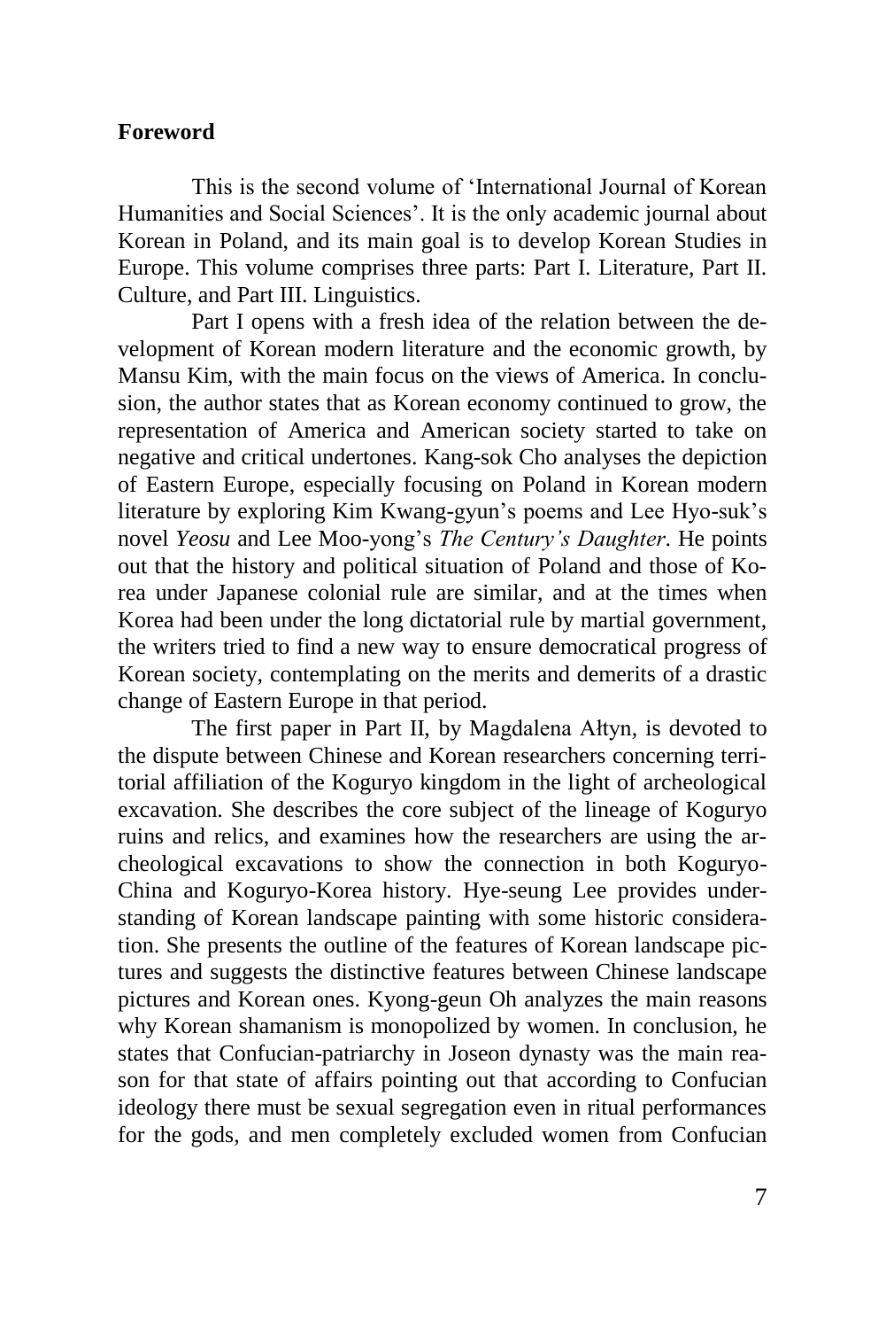**Foreword**

This is the second volume of 'International Journal of Korean Humanities and Social Sciences'. It is the only academic journal about Korean in Poland, and its main goal is to develop Korean Studies in Europe. This volume comprises three parts: Part I. Literature, Part II. Culture, and Part III. Linguistics.

Part I opens with a fresh idea of the relation between the development of Korean modern literature and the economic growth, by Mansu Kim, with the main focus on the views of America. In conclusion, the author states that as Korean economy continued to grow, the representation of America and American society started to take on negative and critical undertones. Kang-sok Cho analyses the depiction of Eastern Europe, especially focusing on Poland in Korean modern literature by exploring Kim Kwang-gyun's poems and Lee Hyo-suk's novel *Yeosu* and Lee Moo-yong's *The Century's Daughter*. He points out that the history and political situation of Poland and those of Korea under Japanese colonial rule are similar, and at the times when Korea had been under the long dictatorial rule by martial government, the writers tried to find a new way to ensure democratical progress of Korean society, contemplating on the merits and demerits of a drastic change of Eastern Europe in that period.

The first paper in Part II, by Magdalena Ałtyn, is devoted to the dispute between Chinese and Korean researchers concerning territorial affiliation of the Koguryo kingdom in the light of archeological excavation. She describes the core subject of the lineage of Koguryo ruins and relics, and examines how the researchers are using the archeological excavations to show the connection in both Koguryo-China and Koguryo-Korea history. Hye-seung Lee provides understanding of Korean landscape painting with some historic consideration. She presents the outline of the features of Korean landscape pictures and suggests the distinctive features between Chinese landscape pictures and Korean ones. Kyong-geun Oh analyzes the main reasons why Korean shamanism is monopolized by women. In conclusion, he states that Confucian-patriarchy in Joseon dynasty was the main reason for that state of affairs pointing out that according to Confucian ideology there must be sexual segregation even in ritual performances for the gods, and men completely excluded women from Confucian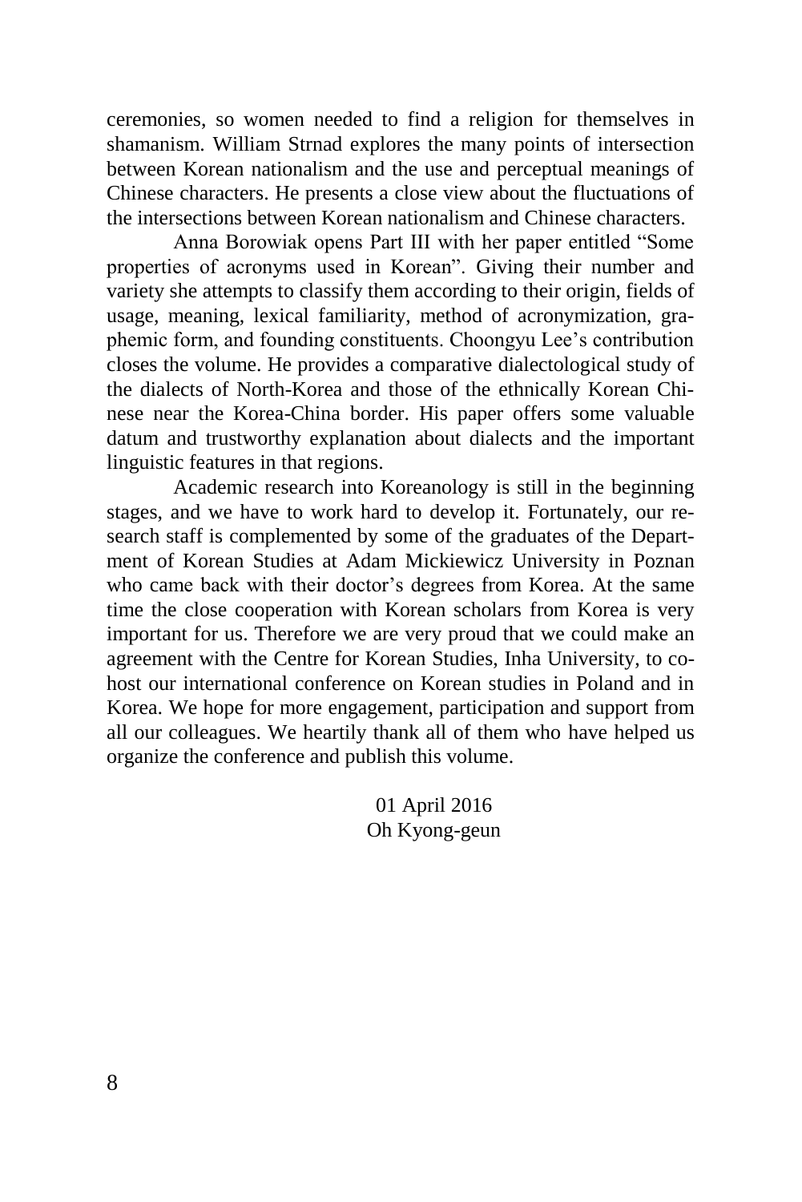ceremonies, so women needed to find a religion for themselves in shamanism. William Strnad explores the many points of intersection between Korean nationalism and the use and perceptual meanings of Chinese characters. He presents a close view about the fluctuations of the intersections between Korean nationalism and Chinese characters.

Anna Borowiak opens Part III with her paper entitled "Some properties of acronyms used in Korean". Giving their number and variety she attempts to classify them according to their origin, fields of usage, meaning, lexical familiarity, method of acronymization, graphemic form, and founding constituents. Choongyu Lee's contribution closes the volume. He provides a comparative dialectological study of the dialects of North-Korea and those of the ethnically Korean Chinese near the Korea-China border. His paper offers some valuable datum and trustworthy explanation about dialects and the important linguistic features in that regions.

Academic research into Koreanology is still in the beginning stages, and we have to work hard to develop it. Fortunately, our research staff is complemented by some of the graduates of the Department of Korean Studies at Adam Mickiewicz University in Poznan who came back with their doctor's degrees from Korea. At the same time the close cooperation with Korean scholars from Korea is very important for us. Therefore we are very proud that we could make an agreement with the Centre for Korean Studies, Inha University, to co-host our international conference on Korean studies in Poland and in Korea. We hope for more engagement, participation and support from all our colleagues. We heartily thank all of them who have helped us organize the conference and publish this volume.

01 April 2016
Oh Kyong-geun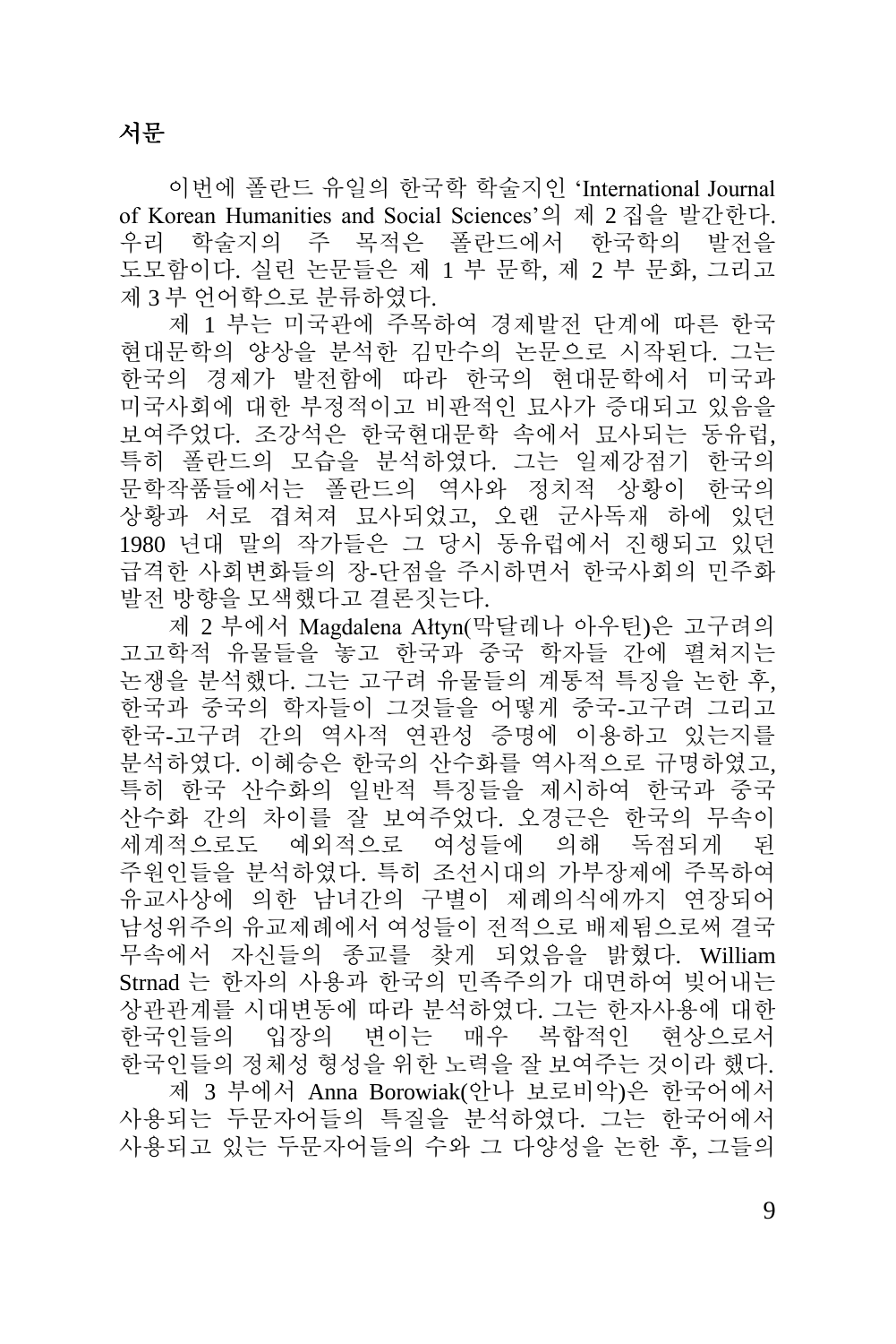## 서문

이번에 폴란드 유일의 한국학 학술지인 'International Journal of Korean Humanities and Social Sciences'의 제 2 집을 발간한다. 우리 학술지의 주 목적은 폴란드에서 한국학의 발전을 도모함이다. 실린 논문들은 제 1 부 문학, 제 2 부 문화, 그리고 제 3 부 언어학으로 분류하였다.

제 1 부는 미국관에 주목하여 경제발전 단계에 따른 한국 현대문학의 양상을 분석한 김만수의 논문으로 시작된다. 그는 한국의 경제가 발전함에 따라 한국의 현대문학에서 미국과 미국사회에 대한 부정적이고 비판적인 묘사가 증대되고 있음을 보여주었다. 조강석은 한국현대문학 속에서 묘사되는 동유럽, 특히 폴란드의 모습을 분석하였다. 그는 일제강점기 한국의 문학작품들에서는 폴란드의 역사와 정치적 상황이 한국의 상황과 서로 겹쳐져 묘사되었고, 오랜 군사독재 하에 있던 1980 년대 말의 작가들은 그 당시 동유럽에서 진행되고 있던 급격한 사회변화들의 장-단점을 주시하면서 한국사회의 민주화 발전 방향을 모색했다고 결론짓는다.

제 2 부에서 Magdalena Ałtyn(막달레나 아우틴)은 고구려의 고고학적 유물들을 놓고 한국과 중국 학자들 간에 펼쳐지는 논쟁을 분석했다. 그는 고구려 유물들의 계통적 특징을 논한 후, 한국과 중국의 학자들이 그것들을 어떻게 중국-고구려 그리고 한국-고구려 간의 역사적 연관성 증명에 이용하고 있는지를 분석하였다. 이혜승은 한국의 산수화를 역사적으로 규명하였고, 특히 한국 산수화의 일반적 특징들을 제시하여 한국과 중국 산수화 간의 차이를 잘 보여주었다. 오경근은 한국의 무속이 세계적으로도 예외적으로 여성들에 의해 독점되게 된 주원인들을 분석하였다. 특히 조선시대의 가부장제에 주목하여 유교사상에 의한 남녀간의 구별이 제례의식에까지 연장되어 남성위주의 유교제례에서 여성들이 전적으로 배제됨으로써 결국 무속에서 자신들의 종교를 찾게 되었음을 밝혔다. William Strnad 는 한자의 사용과 한국의 민족주의가 대면하여 빚어내는 상관관계를 시대변동에 따라 분석하였다. 그는 한자사용에 대한 한국인들의 입장의 변이는 매우 복합적인 현상으로서 한국인들의 정체성 형성을 위한 노력을 잘 보여주는 것이라 했다.

제 3 부에서 Anna Borowiak(안나 보로비악)은 한국어에서 사용되는 두문자어들의 특질을 분석하였다. 그는 한국어에서 사용되고 있는 두문자어들의 수와 그 다양성을 논한 후, 그들의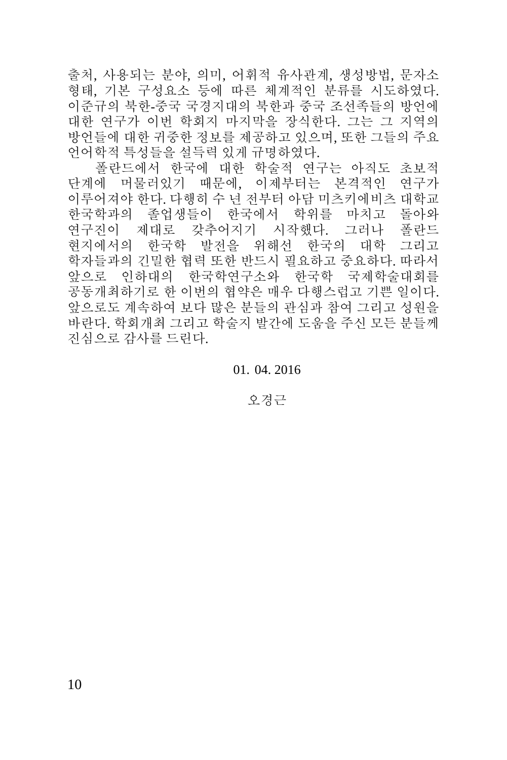출처, 사용되는 분야, 의미, 어휘적 유사관계, 생성방법, 문자소 형태, 기본 구성요소 등에 따른 체계적인 분류를 시도하였다. 이준규의 북한-중국 국경지대의 북한과 중국 조선족들의 방언에 대한 연구가 이번 학회지 마지막을 장식한다. 그는 그 지역의 방언들에 대한 귀중한 정보를 제공하고 있으며, 또한 그들의 주요 언어학적 특성들을 설득력 있게 규명하였다.

폴란드에서 한국에 대한 학술적 연구는 아직도 초보적 단계에 머물러있기 때문에, 이제부터는 본격적인 연구가 이루어져야 한다. 다행히 수 년 전부터 아담 미츠키에비츠 대학교 한국학과의 졸업생들이 한국에서 학위를 마치고 돌아와 연구진이 제대로 갖추어지기 시작했다. 그러나 폴란드 현지에서의 한국학 발전을 위해선 한국의 대학 그리고 학자들과의 긴밀한 협력 또한 반드시 필요하고 중요하다. 따라서 앞으로 인하대의 한국학연구소와 한국학 국제학술대회를 공동개최하기로 한 이번의 협약은 매우 다행스럽고 기쁜 일이다. 앞으로도 계속하여 보다 많은 분들의 관심과 참여 그리고 성원을 바란다. 학회개최 그리고 학술지 발간에 도움을 주신 모든 분들께 진심으로 감사를 드린다.

01. 04. 2016

오경근